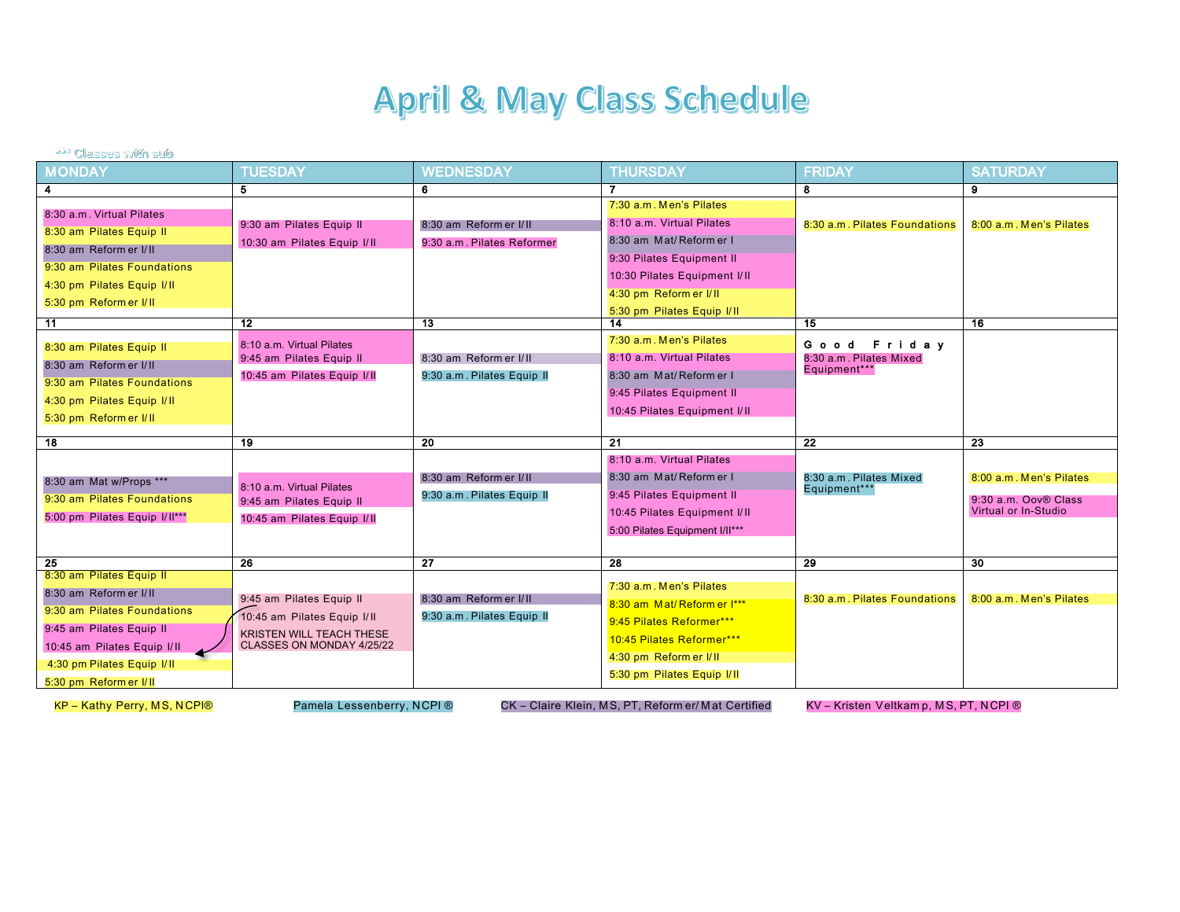# April & May Class Schedule

*** Classes with sub

| MONDAY | TUESDAY | WEDNESDAY | THURSDAY | FRIDAY | SATURDAY |
|---|---|---|---|---|---|
| **4** | **5** | **6** | **7** | **8** | **9** |
| 8:30 a.m. Virtual Pilates<br>8:30 am Pilates Equip II<br>8:30 am Reformer I/II<br>9:30 am Pilates Foundations<br>4:30 pm Pilates Equip I/II<br>5:30 pm Reformer I/II | 9:30 am Pilates Equip II<br>10:30 am Pilates Equip I/II | 8:30 am Reformer I/II<br>9:30 a.m. Pilates Reformer | 7:30 a.m. Men's Pilates<br>8:10 a.m. Virtual Pilates<br>8:30 am Mat/Reformer I<br>9:30 Pilates Equipment II<br>10:30 Pilates Equipment I/II<br>4:30 pm Reformer I/II<br>5:30 pm Pilates Equip I/II | 8:30 a.m. Pilates Foundations | 8:00 a.m. Men's Pilates |
| **11** | **12** | **13** | **14** | **15** | **16** |
| 8:30 am Pilates Equip II<br>8:30 am Reformer I/II<br>9:30 am Pilates Foundations<br>4:30 pm Pilates Equip I/II<br>5:30 pm Reformer I/II | 8:10 a.m. Virtual Pilates<br>9:45 am Pilates Equip II<br>10:45 am Pilates Equip I/II | 8:30 am Reformer I/II<br>9:30 a.m. Pilates Equip II | 7:30 a.m. Men's Pilates<br>8:10 a.m. Virtual Pilates<br>8:30 am Mat/Reformer I<br>9:45 Pilates Equipment II<br>10:45 Pilates Equipment I/II | Good Friday<br>8:30 a.m. Pilates Mixed Equipment*** | |
| **18** | **19** | **20** | **21** | **22** | **23** |
| 8:30 am Mat w/Props ***<br>9:30 am Pilates Foundations<br>5:00 pm Pilates Equip I/II*** | 8:10 a.m. Virtual Pilates<br>9:45 am Pilates Equip II<br>10:45 am Pilates Equip I/II | 8:30 am Reformer I/II<br>9:30 a.m. Pilates Equip II | 8:10 a.m. Virtual Pilates<br>8:30 am Mat/Reformer I<br>9:45 Pilates Equipment II<br>10:45 Pilates Equipment I/II<br>5:00 Pilates Equipment I/II*** | 8:30 a.m. Pilates Mixed Equipment*** | 8:00 a.m. Men's Pilates<br>9:30 a.m. Oov® Class Virtual or In-Studio |
| **25** | **26** | **27** | **28** | **29** | **30** |
| 8:30 am Pilates Equip II<br>8:30 am Reformer I/II<br>9:30 am Pilates Foundations<br>9:45 am Pilates Equip II<br>10:45 am Pilates Equip I/II<br>4:30 pm Pilates Equip I/II<br>5:30 pm Reformer I/II | 9:45 am Pilates Equip II<br>10:45 am Pilates Equip I/II<br>KRISTEN WILL TEACH THESE CLASSES ON MONDAY 4/25/22 | 8:30 am Reformer I/II<br>9:30 a.m. Pilates Equip II | 7:30 a.m. Men's Pilates<br>8:30 am Mat/Reformer I***<br>9:45 Pilates Reformer***<br>10:45 Pilates Reformer***<br>4:30 pm Reformer I/II<br>5:30 pm Pilates Equip I/II | 8:30 a.m. Pilates Foundations | 8:00 a.m. Men's Pilates |

KP – Kathy Perry, MS, NCPI®  Pamela Lessenberry, NCPI ®  CK – Claire Klein, MS, PT, Reformer/Mat Certified  KV – Kristen Veltkamp, MS, PT, NCPI ®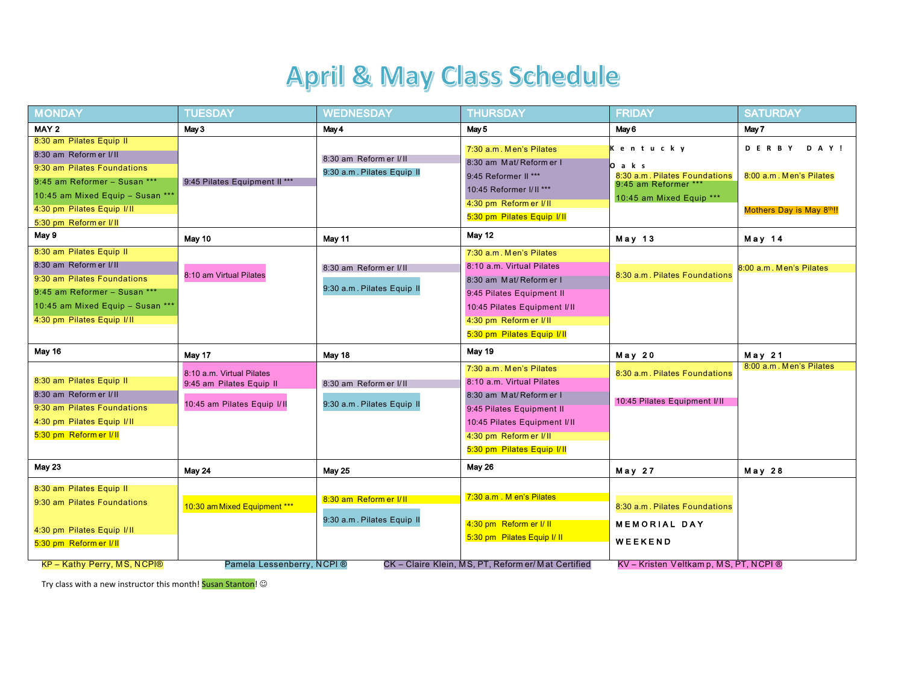# April & May Class Schedule

| MONDAY | TUESDAY | WEDNESDAY | THURSDAY | FRIDAY | SATURDAY |
|---|---|---|---|---|---|
| MAY 2 | May 3 | May 4 | May 5 | May 6 | May 7 |
| 8:30 am Pilates Equip II<br>8:30 am Reformer I/II<br>9:30 am Pilates Foundations<br>9:45 am Reformer – Susan ***<br>10:45 am Mixed Equip – Susan ***<br>4:30 pm Pilates Equip I/II<br>5:30 pm Reformer I/II | 9:45 Pilates Equipment II *** | 8:30 am Reformer I/II<br>9:30 a.m. Pilates Equip II | 7:30 a.m. Men's Pilates<br>8:30 am Mat/Reformer I<br>9:45 Reformer II ***<br>10:45 Reformer I/II ***<br>4:30 pm Reformer I/II<br>5:30 pm Pilates Equip I/II | Kentucky Oaks<br>8:30 a.m. Pilates Foundations<br>9:45 am Reformer ***<br>10:45 am Mixed Equip *** | DERBY DAY!<br>8:00 a.m. Men's Pilates<br>Mothers Day is May 8th!! |
| May 9 | May 10 | May 11 | May 12 | May 13 | May 14 |
| 8:30 am Pilates Equip II<br>8:30 am Reformer I/II<br>9:30 am Pilates Foundations<br>9:45 am Reformer – Susan ***<br>10:45 am Mixed Equip – Susan ***<br>4:30 pm Pilates Equip I/II | 8:10 am Virtual Pilates | 8:30 am Reformer I/II<br>9:30 a.m. Pilates Equip II | 7:30 a.m. Men's Pilates<br>8:10 a.m. Virtual Pilates<br>8:30 am Mat/Reformer I<br>9:45 Pilates Equipment II<br>10:45 Pilates Equipment I/II<br>4:30 pm Reformer I/II<br>5:30 pm Pilates Equip I/II | 8:30 a.m. Pilates Foundations | 8:00 a.m. Men's Pilates |
| May 16 | May 17 | May 18 | May 19 | May 20 | May 21 |
| 8:30 am Pilates Equip II<br>8:30 am Reformer I/II<br>9:30 am Pilates Foundations<br>4:30 pm Pilates Equip I/II<br>5:30 pm Reformer I/II | 8:10 a.m. Virtual Pilates<br>9:45 am Pilates Equip II<br>10:45 am Pilates Equip I/II | 8:30 am Reformer I/II<br>9:30 a.m. Pilates Equip II | 7:30 a.m. Men's Pilates<br>8:10 a.m. Virtual Pilates<br>8:30 am Mat/Reformer I<br>9:45 Pilates Equipment II<br>10:45 Pilates Equipment I/II<br>4:30 pm Reformer I/II<br>5:30 pm Pilates Equip I/II | 8:30 a.m. Pilates Foundations<br>10:45 Pilates Equipment I/II | 8:00 a.m. Men's Pilates |
| May 23 | May 24 | May 25 | May 26 | May 27 | May 28 |
| 8:30 am Pilates Equip II<br>9:30 am Pilates Foundations<br>4:30 pm Pilates Equip I/II<br>5:30 pm Reformer I/II | 10:30 am Mixed Equipment *** | 8:30 am Reformer I/II<br>9:30 a.m. Pilates Equip II | 7:30 a.m. Men's Pilates<br>4:30 pm Reformer I/II<br>5:30 pm Pilates Equip I/II | 8:30 a.m. Pilates Foundations<br>MEMORIAL DAY WEEKEND | |

KP – Kathy Perry, MS, NCPI® | Pamela Lessenberry, NCPI ® | CK – Claire Klein, MS, PT, Reformer/Mat Certified | KV – Kristen Veltkamp, MS, PT, NCPI ®

Try class with a new instructor this month! Susan Stanton! ☺